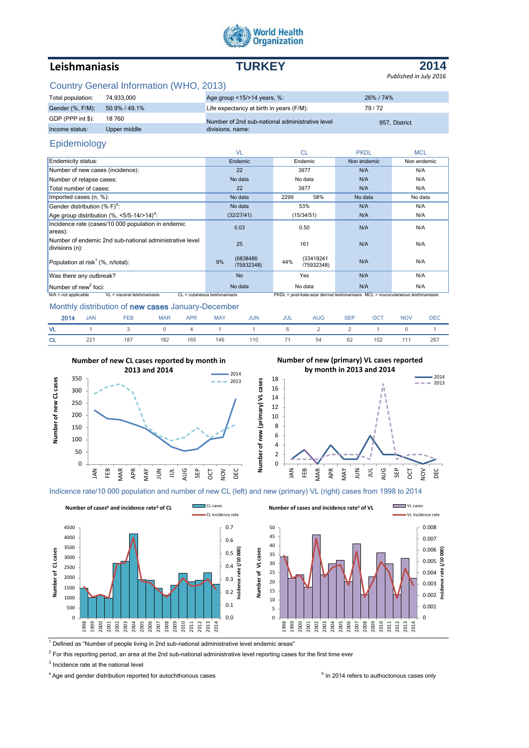World Health Organization

# Leishmaniasis — TURKEY — 2014

*Published in July 2016*

## Country General Information (WHO, 2013)

| | | | |
|---|---|---|---|
| Total population: | 74,933,000 | Age group <15/>14 years, %: | 26% / 74% |
| Gender (%, F/M): | 50.9% / 49.1% | Life expectancy at birth in years (F/M): | 79 / 72 |
| GDP (PPP int $): | 18 760 | Number of 2nd sub-national administrative level divisions, name: | 957, District |
| Income status: | Upper middle | | |

## Epidemiology

| | VL | CL | PKDL | MCL |
|---|---|---|---|---|
| Endemicity status: | Endemic | Endemic | Non endemic | Non endemic |
| Number of new cases (incidence): | 22 | 3977 | N/A | N/A |
| Number of relapse cases: | No data | No data | N/A | N/A |
| Total number of cases: | 22 | 3977 | N/A | N/A |
| Imported cases (n, %): | No data | 2299 58% | No data | No data |
| Gender distribution (% F)[a]: | No data | 53% | N/A | N/A |
| Age group distribution (%, <5/5-14/>14)[a]: | (32/27/41) | (15/34/51) | N/A | N/A |
| Incidence rate (cases/10 000 population in endemic areas): | 0.03 | 0.50 | N/A | N/A |
| Number of endemic 2nd sub-national administrative level divisions (n): | 25 | 161 | N/A | N/A |
| Population at risk[1] (%, n/total): | 9% (6838486 /75932348) | 44% (33419241 /75932348) | N/A | N/A |
| Was there any outbreak? | No | Yes | N/A | N/A |
| Number of new[2] foci: | No data | No data | N/A | N/A |

N/A = not applicable VL = visceral leishmaniasis CL = cutaneous leishmaniasis PKDL = post-kala-azar dermal leishmaniasis MCL = mucocutaneous leishmaniasis

## Monthly distribution of **new cases** January-December

| 2014 | JAN | FEB | MAR | APR | MAY | JUN | JUL | AUG | SEP | OCT | NOV | DEC |
|---|---|---|---|---|---|---|---|---|---|---|---|---|
| VL | 1 | 3 | 0 | 4 | 1 | 1 | 6 | 2 | 2 | 1 | 0 | 1 |
| CL | 221 | 187 | 182 | 165 | 146 | 110 | 71 | 54 | 62 | 102 | 111 | 267 |

**Number of new CL cases reported by month in 2013 and 2014**

**Number of new (primary) VL cases reported by month in 2013 and 2014**

## Indicence rate/10 000 population and number of new CL (left) and new (primary) VL (right) cases from 1998 to 2014

**Number of cases[b] and incidence rate[3] of CL**

**Number of cases and incidence rate[3] of VL**

[1] Defined as "Number of people living in 2nd sub-national administrative level endemic areas"

[2] For this reporting period, an area at the 2nd sub-national administrative level reporting cases for the first time ever

[3] Incidence rate at the national level

[a] Age and gender distribution reported for autochthonous cases

[b] In 2014 refers to authoctonous cases only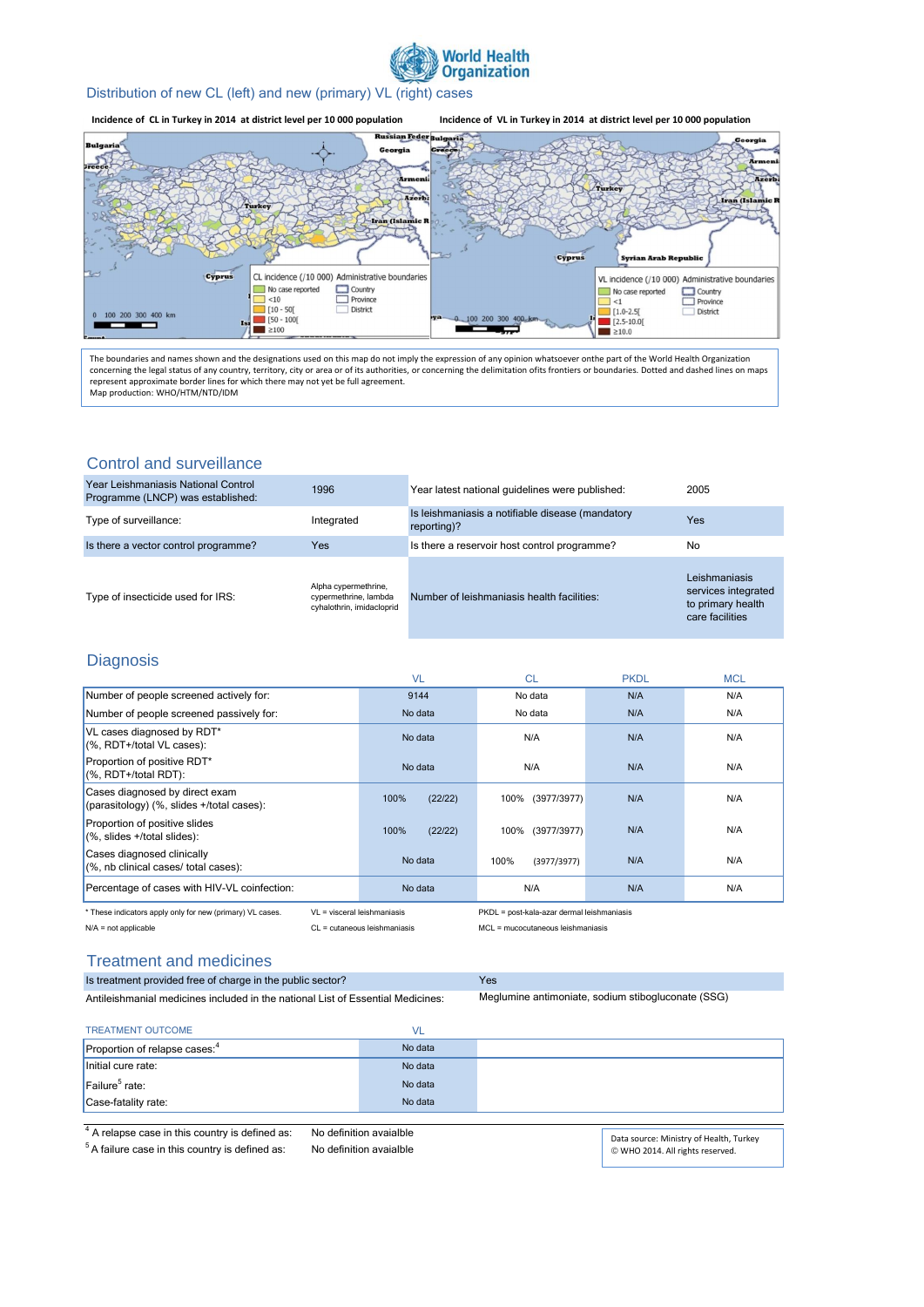World Health Organization

## Distribution of new CL (left) and new (primary) VL (right) cases

**Incidence of CL in Turkey in 2014 at district level per 10 000 population**

Bulgaria
Greece
Russian Federation
Georgia
Armenia
Azerbaijan
Turkey
Iran (Islamic R
Cyprus

CL incidence (/10 000)
No case reported
<10
[10 - 50[
[50 - 100[
≥100

Administrative boundaries
Country
Province
District

0 100 200 300 400 km

**Incidence of VL in Turkey in 2014 at district level per 10 000 population**

Bulgaria
Greece
Georgia
Armenia
Azerb.
Turkey
Iran (Islamic R
Cyprus
Syrian Arab Republic

VL incidence (/10 000)
No case reported
<1
[1.0-2.5[
[2.5-10.0[
≥10.0

Administrative boundaries
Country
Province
District

0 100 200 300 400 km

The boundaries and names shown and the designations used on this map do not imply the expression of any opinion whatsoever onthe part of the World Health Organization concerning the legal status of any country, territory, city or area or of its authorities, or concerning the delimitation ofits frontiers or boundaries. Dotted and dashed lines on maps represent approximate border lines for which there may not yet be full agreement.
Map production: WHO/HTM/NTD/IDM

## Control and surveillance

| | | | |
|---|---|---|---|
| Year Leishmaniasis National Control Programme (LNCP) was established: | 1996 | Year latest national guidelines were published: | 2005 |
| Type of surveillance: | Integrated | Is leishmaniasis a notifiable disease (mandatory reporting)? | Yes |
| Is there a vector control programme? | Yes | Is there a reservoir host control programme? | No |
| Type of insecticide used for IRS: | Alpha cypermethrine, cypermethrine, lambda cyhalothrin, imidacloprid | Number of leishmaniasis health facilities: | Leishmaniasis services integrated to primary health care facilities |

## Diagnosis

| | VL | CL | PKDL | MCL |
|---|---|---|---|---|
| Number of people screened actively for: | 9144 | No data | N/A | N/A |
| Number of people screened passively for: | No data | No data | N/A | N/A |
| VL cases diagnosed by RDT* (%, RDT+/total VL cases): | No data | N/A | N/A | N/A |
| Proportion of positive RDT* (%, RDT+/total RDT): | No data | N/A | N/A | N/A |
| Cases diagnosed by direct exam (parasitology) (%, slides +/total cases): | 100% (22/22) | 100% (3977/3977) | N/A | N/A |
| Proportion of positive slides (%, slides +/total slides): | 100% (22/22) | 100% (3977/3977) | N/A | N/A |
| Cases diagnosed clinically (%, nb clinical cases/ total cases): | No data | 100% (3977/3977) | N/A | N/A |
| Percentage of cases with HIV-VL coinfection: | No data | N/A | N/A | N/A |

\* These indicators apply only for new (primary) VL cases. VL = visceral leishmaniasis PKDL = post-kala-azar dermal leishmaniasis
N/A = not applicable CL = cutaneous leishmaniasis MCL = mucocutaneous leishmaniasis

## Treatment and medicines

| | |
|---|---|
| Is treatment provided free of charge in the public sector? | Yes |
| Antileishmanial medicines included in the national List of Essential Medicines: | Meglumine antimoniate, sodium stibogluconate (SSG) |

| TREATMENT OUTCOME | VL |
|---|---|
| Proportion of relapse cases:[4] | No data |
| Initial cure rate: | No data |
| Failure[5] rate: | No data |
| Case-fatality rate: | No data |

[4] A relapse case in this country is defined as: No definition avaialble
[5] A failure case in this country is defined as: No definition avaialble

Data source: Ministry of Health, Turkey
© WHO 2014. All rights reserved.